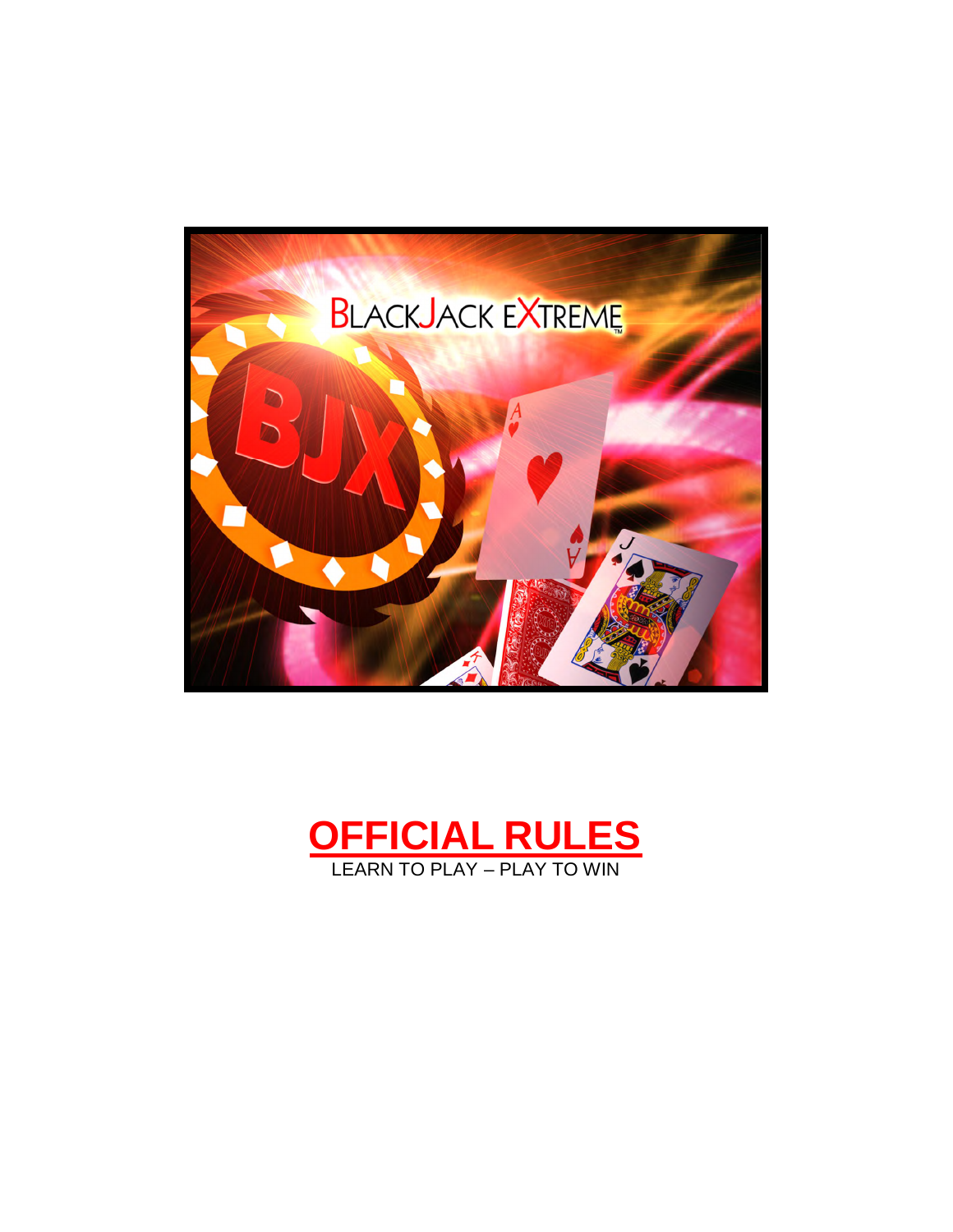# OFFICIAL RULES

LEARN TO PLAY – PLAY TO WIN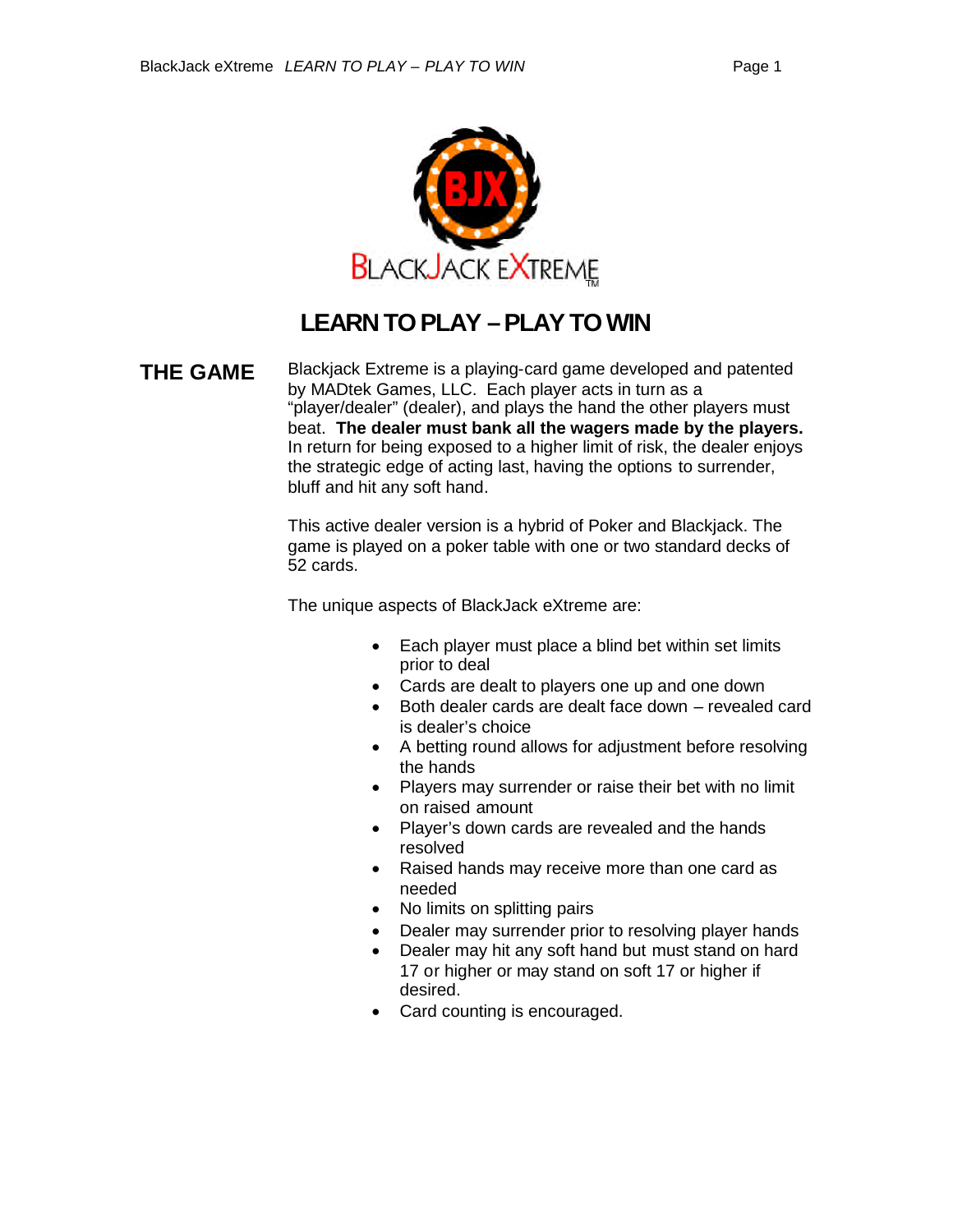# LEARN TO PLAY – PLAY TO WIN

## THE GAME

Blackjack Extreme is a playing-card game developed and patented by MADtek Games, LLC. Each player acts in turn as a "player/dealer" (dealer), and plays the hand the other players must beat. **The dealer must bank all the wagers made by the players.** In return for being exposed to a higher limit of risk, the dealer enjoys the strategic edge of acting last, having the options to surrender, bluff and hit any soft hand.

This active dealer version is a hybrid of Poker and Blackjack. The game is played on a poker table with one or two standard decks of 52 cards.

The unique aspects of BlackJack eXtreme are:

- Each player must place a blind bet within set limits prior to deal
- Cards are dealt to players one up and one down
- Both dealer cards are dealt face down – revealed card is dealer's choice
- A betting round allows for adjustment before resolving the hands
- Players may surrender or raise their bet with no limit on raised amount
- Player's down cards are revealed and the hands resolved
- Raised hands may receive more than one card as needed
- No limits on splitting pairs
- Dealer may surrender prior to resolving player hands
- Dealer may hit any soft hand but must stand on hard 17 or higher or may stand on soft 17 or higher if desired.
- Card counting is encouraged.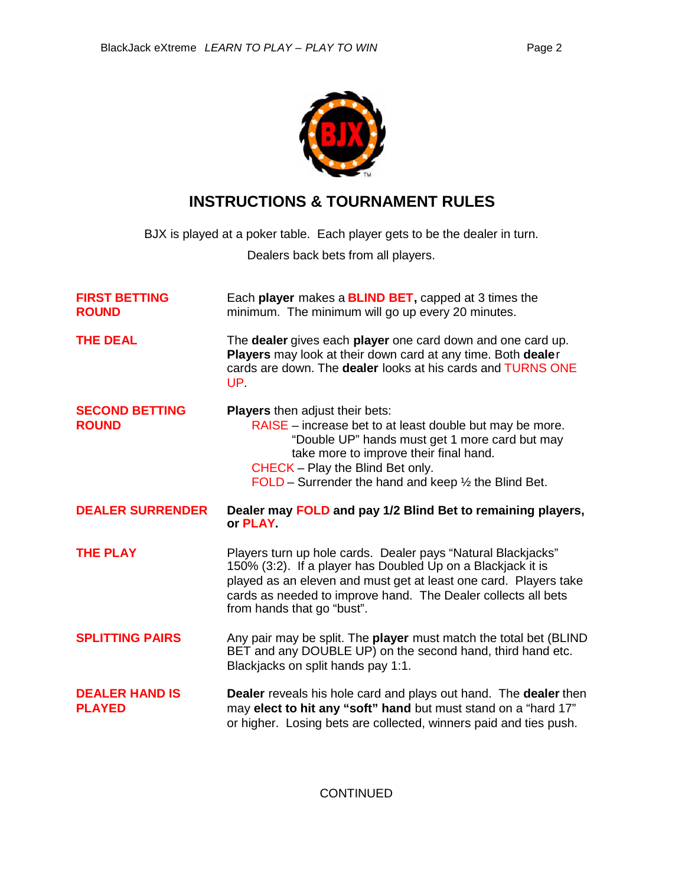# INSTRUCTIONS & TOURNAMENT RULES

BJX is played at a poker table. Each player gets to be the dealer in turn.

Dealers back bets from all players.

**FIRST BETTING ROUND**

Each **player** makes a **BLIND BET,** capped at 3 times the minimum. The minimum will go up every 20 minutes.

**THE DEAL**

The **dealer** gives each **player** one card down and one card up. **Players** may look at their down card at any time. Both **dealer** cards are down. The **dealer** looks at his cards and TURNS ONE UP.

**SECOND BETTING ROUND**

**Players** then adjust their bets:

- RAISE – increase bet to at least double but may be more. "Double UP" hands must get 1 more card but may take more to improve their final hand.
- CHECK – Play the Blind Bet only.
- FOLD – Surrender the hand and keep ½ the Blind Bet.

**DEALER SURRENDER**

**Dealer may FOLD and pay 1/2 Blind Bet to remaining players, or PLAY.**

**THE PLAY**

Players turn up hole cards. Dealer pays "Natural Blackjacks" 150% (3:2). If a player has Doubled Up on a Blackjack it is played as an eleven and must get at least one card. Players take cards as needed to improve hand. The Dealer collects all bets from hands that go "bust".

**SPLITTING PAIRS**

Any pair may be split. The **player** must match the total bet (BLIND BET and any DOUBLE UP) on the second hand, third hand etc. Blackjacks on split hands pay 1:1.

**DEALER HAND IS PLAYED**

**Dealer** reveals his hole card and plays out hand. The **dealer** then may **elect to hit any "soft" hand** but must stand on a "hard 17" or higher. Losing bets are collected, winners paid and ties push.

CONTINUED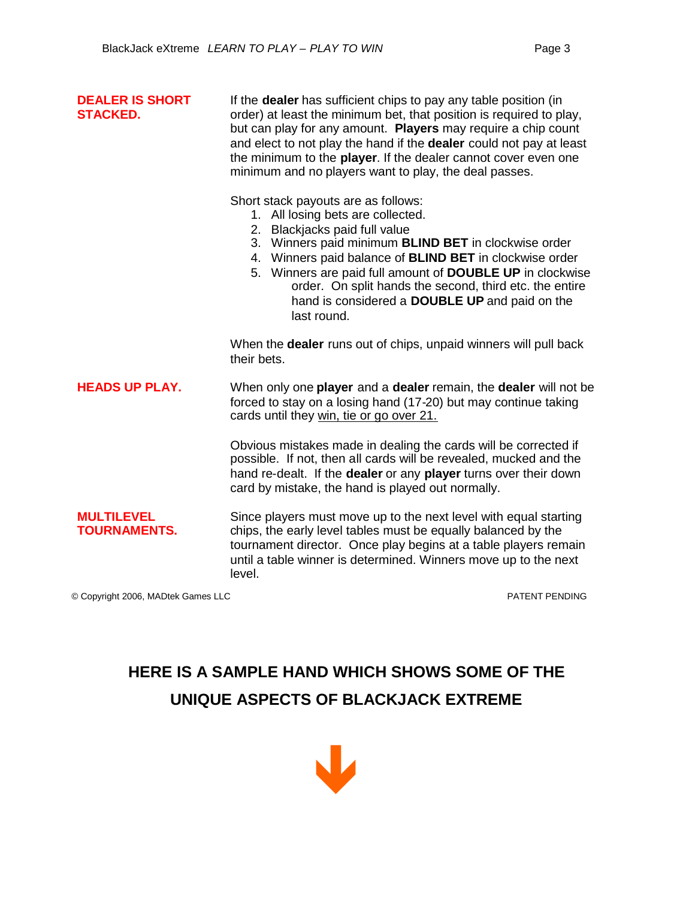**DEALER IS SHORT STACKED.**

If the **dealer** has sufficient chips to pay any table position (in order) at least the minimum bet, that position is required to play, but can play for any amount. **Players** may require a chip count and elect to not play the hand if the **dealer** could not pay at least the minimum to the **player**. If the dealer cannot cover even one minimum and no players want to play, the deal passes.

Short stack payouts are as follows:

1. All losing bets are collected.
2. Blackjacks paid full value
3. Winners paid minimum **BLIND BET** in clockwise order
4. Winners paid balance of **BLIND BET** in clockwise order
5. Winners are paid full amount of **DOUBLE UP** in clockwise order. On split hands the second, third etc. the entire hand is considered a **DOUBLE UP** and paid on the last round.

When the **dealer** runs out of chips, unpaid winners will pull back their bets.

**HEADS UP PLAY.**

When only one **player** and a **dealer** remain, the **dealer** will not be forced to stay on a losing hand (17-20) but may continue taking cards until they <u>win, tie or go over 21.</u>

Obvious mistakes made in dealing the cards will be corrected if possible. If not, then all cards will be revealed, mucked and the hand re-dealt. If the **dealer** or any **player** turns over their down card by mistake, the hand is played out normally.

**MULTILEVEL TOURNAMENTS.**

Since players must move up to the next level with equal starting chips, the early level tables must be equally balanced by the tournament director. Once play begins at a table players remain until a table winner is determined. Winners move up to the next level.

© Copyright 2006, MADtek Games LLC PATENT PENDING

## HERE IS A SAMPLE HAND WHICH SHOWS SOME OF THE UNIQUE ASPECTS OF BLACKJACK EXTREME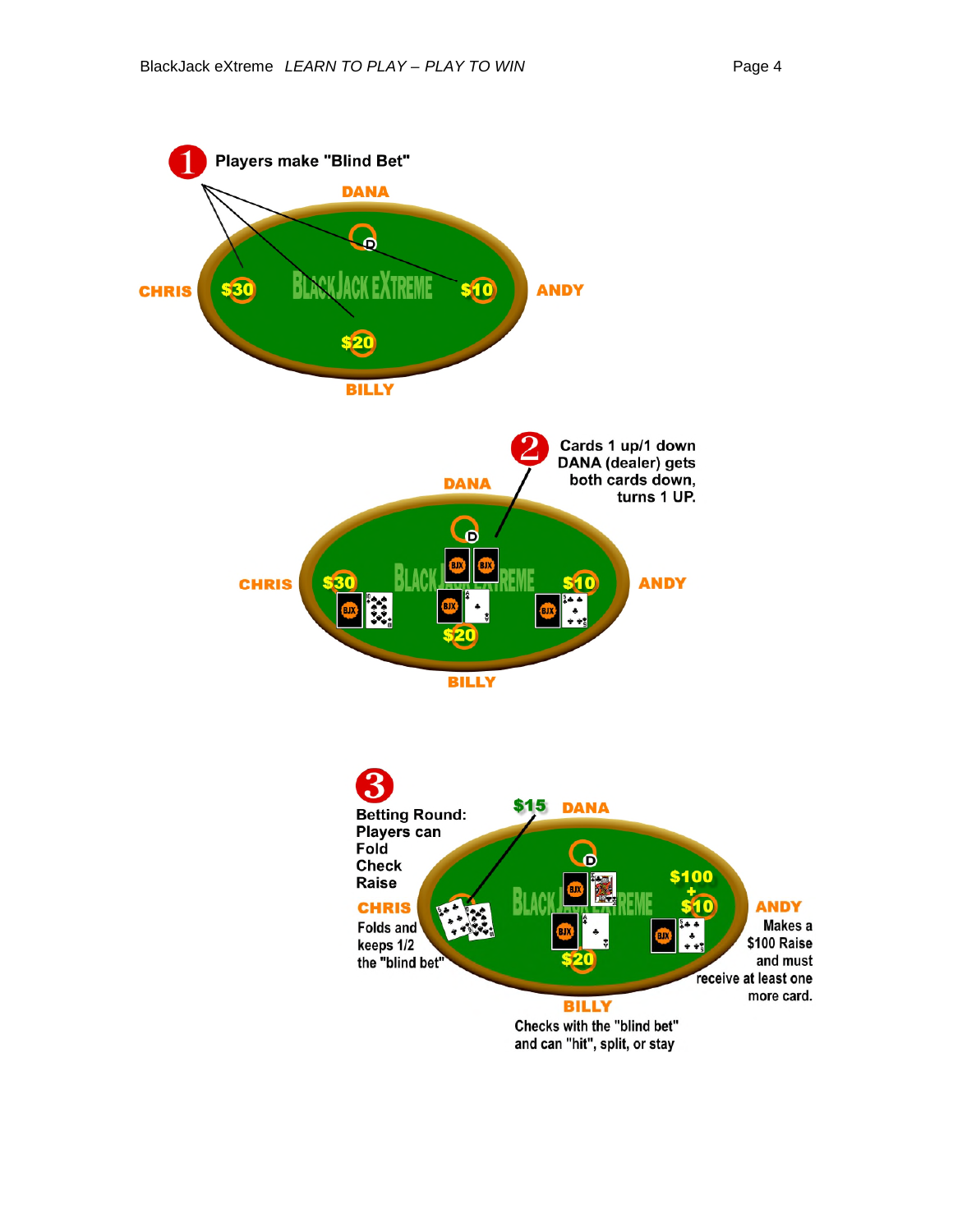**1** Players make "Blind Bet"

DANA

CHRIS $30

BILLY $20

ANDY $10

**2** Cards 1 up/1 down DANA (dealer) gets both cards down, turns 1 UP.

DANA

CHRIS $30

BILLY $20

ANDY $10

**3** Betting Round: Players can Fold Check Raise

$15 DANA

CHRIS Folds and keeps 1/2 the "blind bet"

BILLY $20 Checks with the "blind bet" and can "hit", split, or stay

ANDY $100 + $10 Makes a $100 Raise and must receive at least one more card.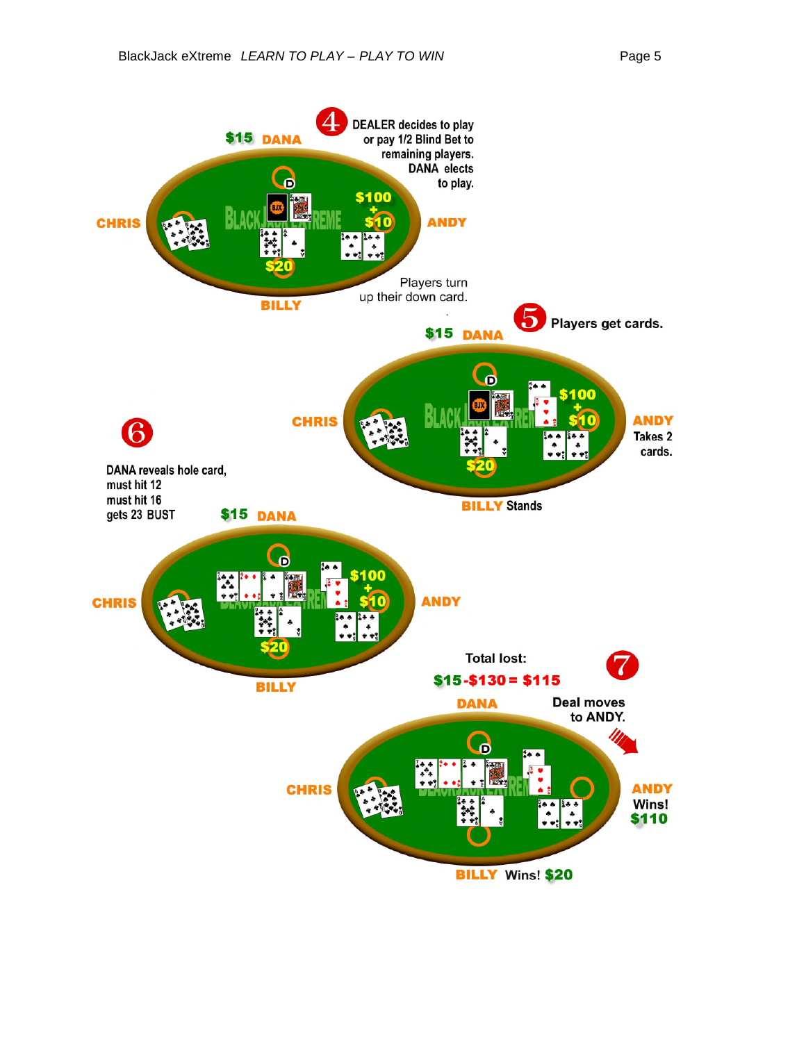**4** DEALER decides to play or pay 1/2 Blind Bet to remaining players. DANA elects to play.

$15 DANA

CHRIS

$100 + $10

ANDY

$20

BILLY

Players turn up their down card.

**5** Players get cards.

$15 DANA

CHRIS

$100 + $10

ANDY Takes 2 cards.

$20

BILLY Stands

**6**

DANA reveals hole card, must hit 12 must hit 16 gets 23 BUST

$15 DANA

CHRIS

$100 + $10

ANDY

$20

BILLY

Total lost:

$15-$130 = $115

**7**

DANA

Deal moves to ANDY.

CHRIS

ANDY Wins! $110

BILLY Wins! $20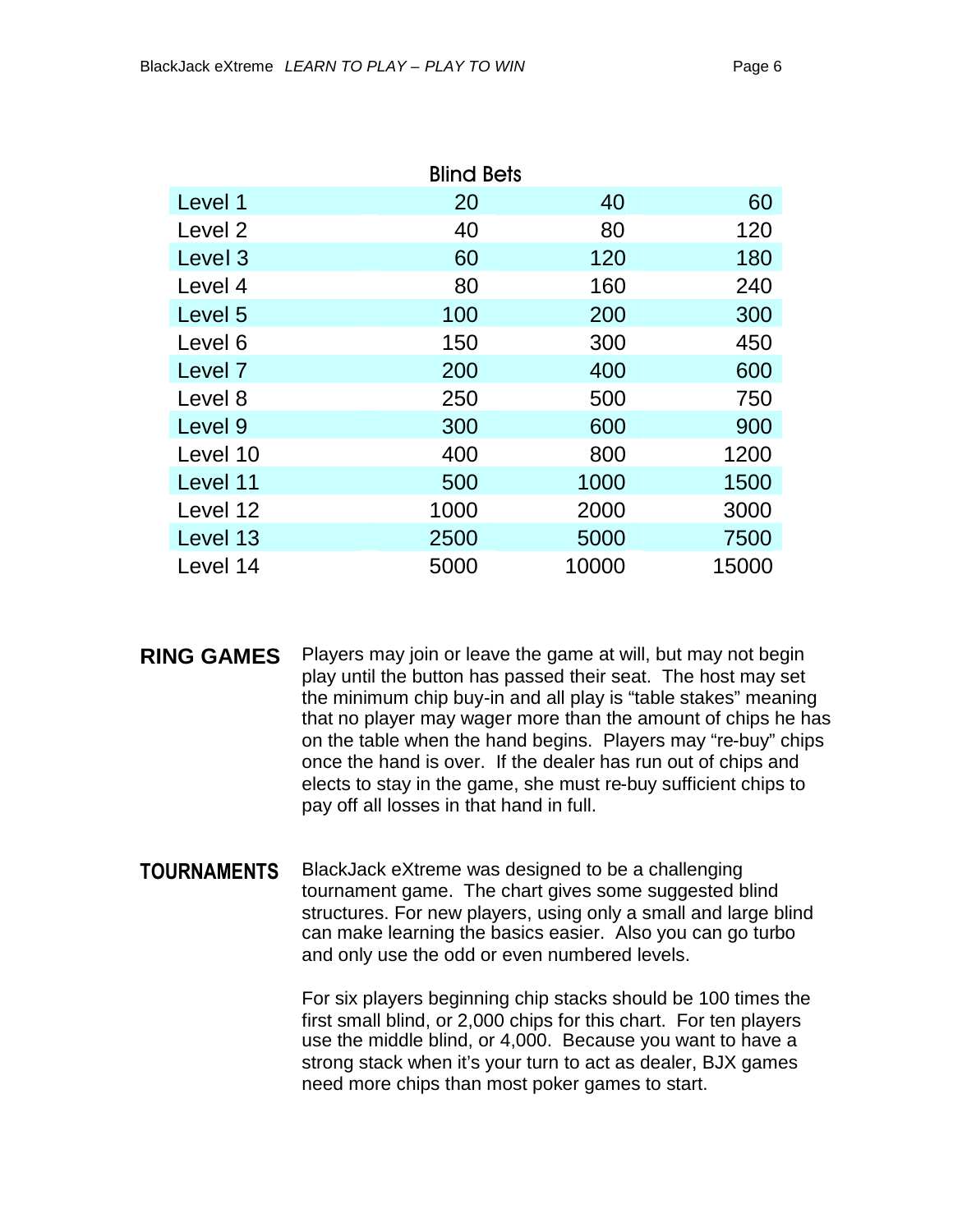**Blind Bets**

| Level | Small | Middle | Large |
|---|---|---|---|
| Level 1 | 20 | 40 | 60 |
| Level 2 | 40 | 80 | 120 |
| Level 3 | 60 | 120 | 180 |
| Level 4 | 80 | 160 | 240 |
| Level 5 | 100 | 200 | 300 |
| Level 6 | 150 | 300 | 450 |
| Level 7 | 200 | 400 | 600 |
| Level 8 | 250 | 500 | 750 |
| Level 9 | 300 | 600 | 900 |
| Level 10 | 400 | 800 | 1200 |
| Level 11 | 500 | 1000 | 1500 |
| Level 12 | 1000 | 2000 | 3000 |
| Level 13 | 2500 | 5000 | 7500 |
| Level 14 | 5000 | 10000 | 15000 |

**RING GAMES** Players may join or leave the game at will, but may not begin play until the button has passed their seat. The host may set the minimum chip buy-in and all play is "table stakes" meaning that no player may wager more than the amount of chips he has on the table when the hand begins. Players may "re-buy" chips once the hand is over. If the dealer has run out of chips and elects to stay in the game, she must re-buy sufficient chips to pay off all losses in that hand in full.

**TOURNAMENTS** BlackJack eXtreme was designed to be a challenging tournament game. The chart gives some suggested blind structures. For new players, using only a small and large blind can make learning the basics easier. Also you can go turbo and only use the odd or even numbered levels.

For six players beginning chip stacks should be 100 times the first small blind, or 2,000 chips for this chart. For ten players use the middle blind, or 4,000. Because you want to have a strong stack when it's your turn to act as dealer, BJX games need more chips than most poker games to start.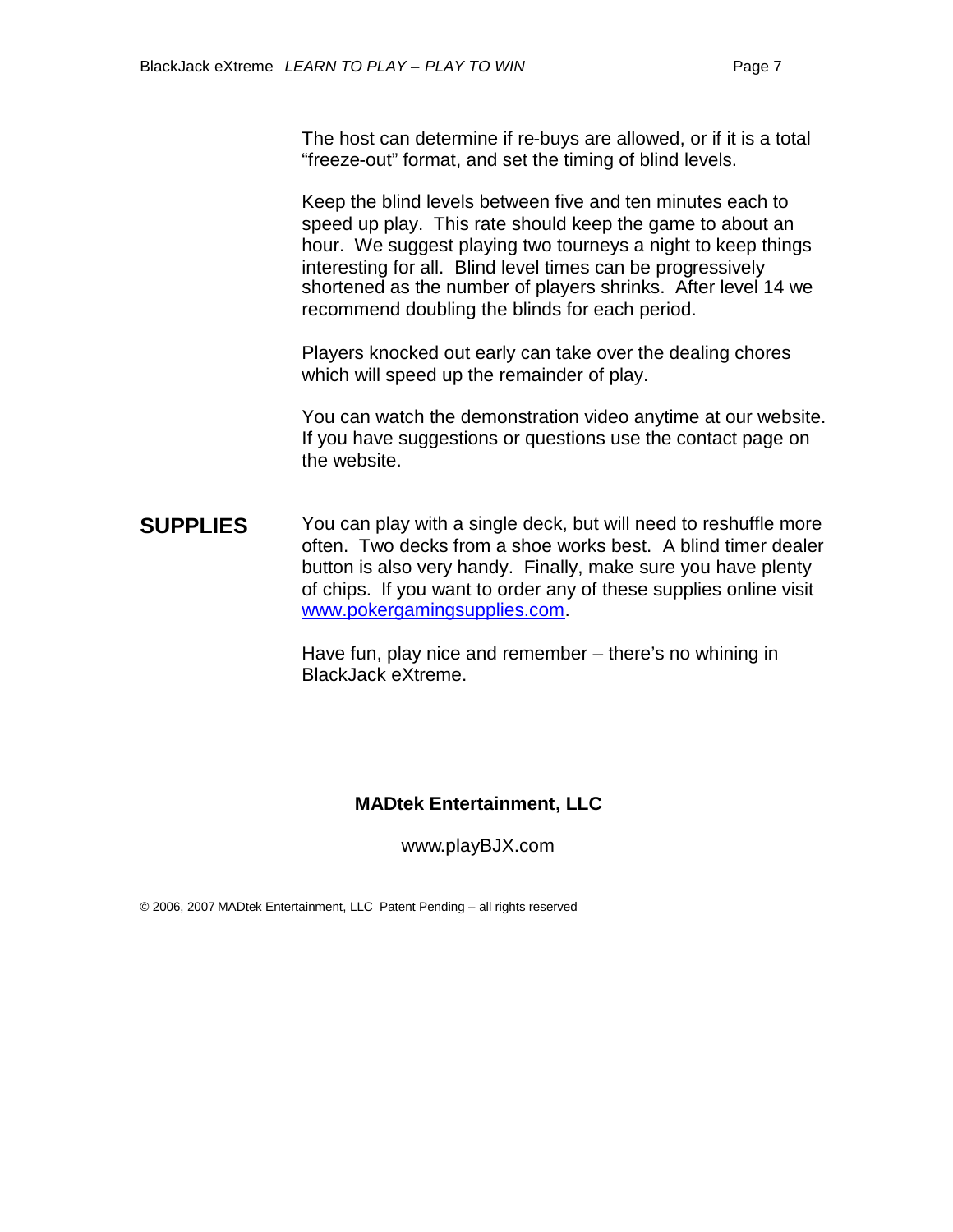The host can determine if re-buys are allowed, or if it is a total "freeze-out" format, and set the timing of blind levels.

Keep the blind levels between five and ten minutes each to speed up play. This rate should keep the game to about an hour. We suggest playing two tourneys a night to keep things interesting for all. Blind level times can be progressively shortened as the number of players shrinks. After level 14 we recommend doubling the blinds for each period.

Players knocked out early can take over the dealing chores which will speed up the remainder of play.

You can watch the demonstration video anytime at our website. If you have suggestions or questions use the contact page on the website.

## SUPPLIES

You can play with a single deck, but will need to reshuffle more often. Two decks from a shoe works best. A blind timer dealer button is also very handy. Finally, make sure you have plenty of chips. If you want to order any of these supplies online visit [www.pokergamingsupplies.com](http://www.pokergamingsupplies.com).

Have fun, play nice and remember – there's no whining in BlackJack eXtreme.

**MADtek Entertainment, LLC**

www.playBJX.com

© 2006, 2007 MADtek Entertainment, LLC Patent Pending – all rights reserved